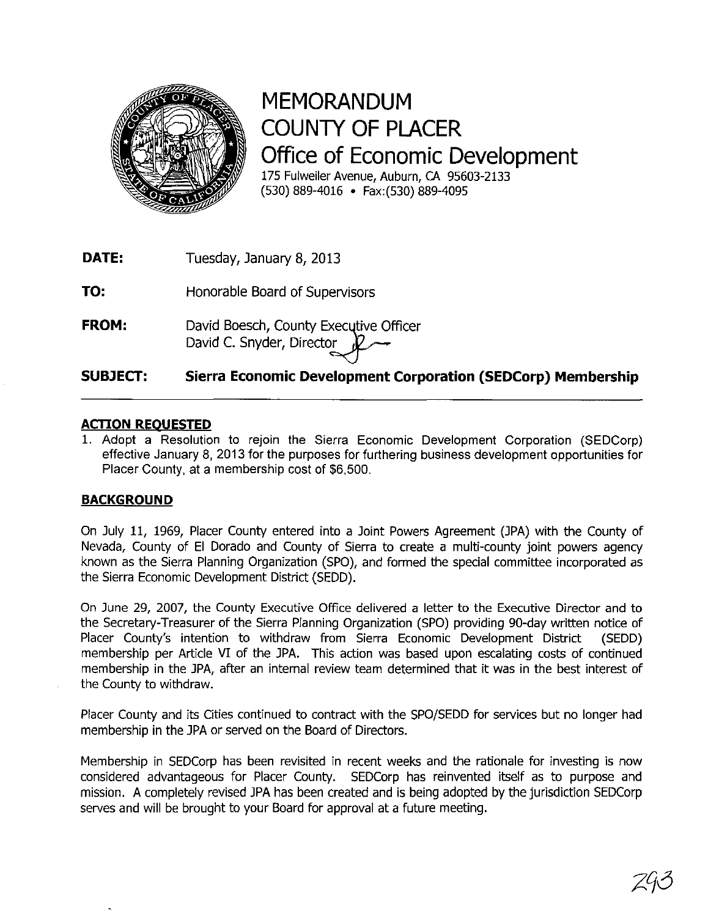# MEMORANDUM
# COUNTY OF PLACER
# Office of Economic Development

175 Fulweiler Avenue, Auburn, CA 95603-2133
(530) 889-4016 • Fax:(530) 889-4095

**DATE:** Tuesday, January 8, 2013

**TO:** Honorable Board of Supervisors

**FROM:** David Boesch, County Executive Officer
David C. Snyder, Director

**SUBJECT: Sierra Economic Development Corporation (SEDCorp) Membership**

---

## ACTION REQUESTED

1. Adopt a Resolution to rejoin the Sierra Economic Development Corporation (SEDCorp) effective January 8, 2013 for the purposes for furthering business development opportunities for Placer County, at a membership cost of $6,500.

## BACKGROUND

On July 11, 1969, Placer County entered into a Joint Powers Agreement (JPA) with the County of Nevada, County of El Dorado and County of Sierra to create a multi-county joint powers agency known as the Sierra Planning Organization (SPO), and formed the special committee incorporated as the Sierra Economic Development District (SEDD).

On June 29, 2007, the County Executive Office delivered a letter to the Executive Director and to the Secretary-Treasurer of the Sierra Planning Organization (SPO) providing 90-day written notice of Placer County's intention to withdraw from Sierra Economic Development District (SEDD) membership per Article VI of the JPA. This action was based upon escalating costs of continued membership in the JPA, after an internal review team determined that it was in the best interest of the County to withdraw.

Placer County and its Cities continued to contract with the SPO/SEDD for services but no longer had membership in the JPA or served on the Board of Directors.

Membership in SEDCorp has been revisited in recent weeks and the rationale for investing is now considered advantageous for Placer County. SEDCorp has reinvented itself as to purpose and mission. A completely revised JPA has been created and is being adopted by the jurisdiction SEDCorp serves and will be brought to your Board for approval at a future meeting.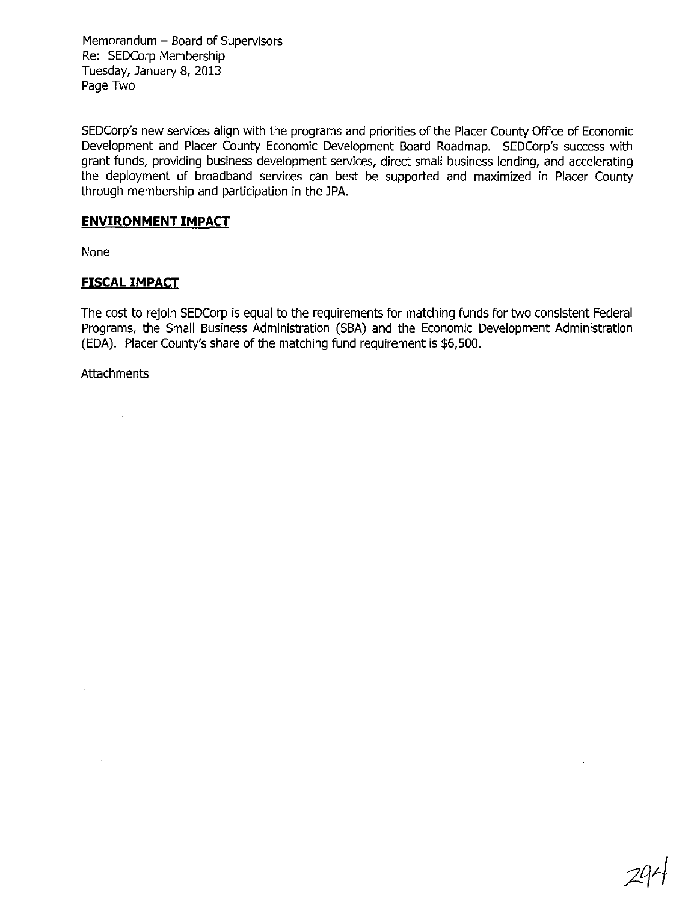SEDCorp's new services align with the programs and priorities of the Placer County Office of Economic Development and Placer County Economic Development Board Roadmap. SEDCorp's success with grant funds, providing business development services, direct small business lending, and accelerating the deployment of broadband services can best be supported and maximized in Placer County through membership and participation in the JPA.

## ENVIRONMENT IMPACT

None

## FISCAL IMPACT

The cost to rejoin SEDCorp is equal to the requirements for matching funds for two consistent Federal Programs, the Small Business Administration (SBA) and the Economic Development Administration (EDA). Placer County's share of the matching fund requirement is $6,500.

Attachments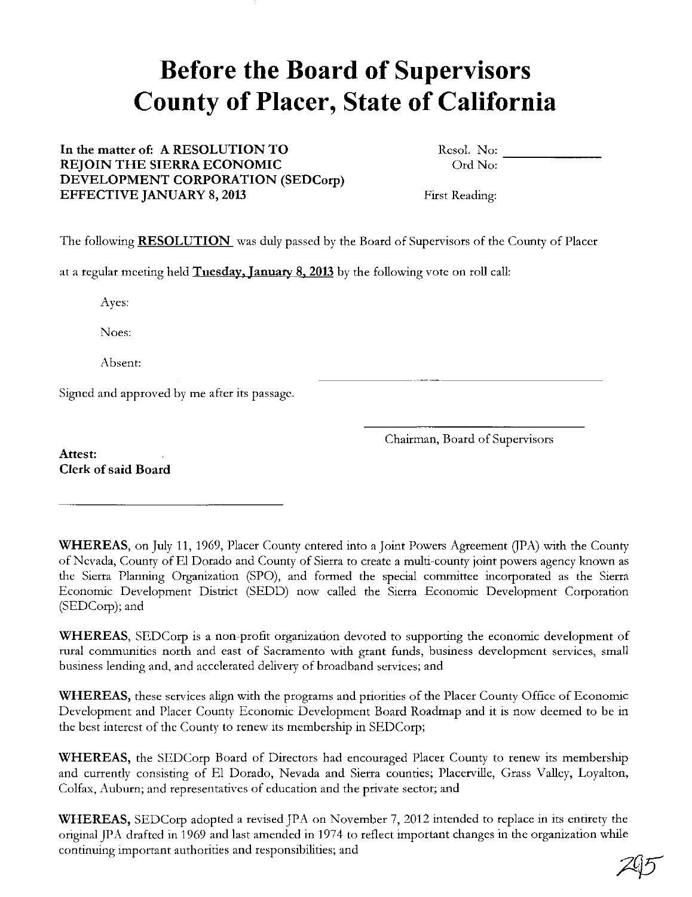# Before the Board of Supervisors County of Placer, State of California

**In the matter of: A RESOLUTION TO REJOIN THE SIERRA ECONOMIC DEVELOPMENT CORPORATION (SEDCorp) EFFECTIVE JANUARY 8, 2013**

Resol. No: ______________

Ord No: ______________

First Reading:

The following **RESOLUTION** was duly passed by the Board of Supervisors of the County of Placer at a regular meeting held **Tuesday, January 8, 2013** by the following vote on roll call:

Ayes:

Noes:

Absent:

Signed and approved by me after its passage.

______________________________

Chairman, Board of Supervisors

**Attest:**
**Clerk of said Board**

______________________________

**WHEREAS,** on July 11, 1969, Placer County entered into a Joint Powers Agreement (JPA) with the County of Nevada, County of El Dorado and County of Sierra to create a multi-county joint powers agency known as the Sierra Planning Organization (SPO), and formed the special committee incorporated as the Sierra Economic Development District (SEDD) now called the Sierra Economic Development Corporation (SEDCorp); and

**WHEREAS,** SEDCorp is a non-profit organization devoted to supporting the economic development of rural communities north and east of Sacramento with grant funds, business development services, small business lending and, and accelerated delivery of broadband services; and

**WHEREAS,** these services align with the programs and priorities of the Placer County Office of Economic Development and Placer County Economic Development Board Roadmap and it is now deemed to be in the best interest of the County to renew its membership in SEDCorp;

**WHEREAS,** the SEDCorp Board of Directors had encouraged Placer County to renew its membership and currently consisting of El Dorado, Nevada and Sierra counties; Placerville, Grass Valley, Loyalton, Colfax, Auburn; and representatives of education and the private sector; and

**WHEREAS,** SEDCorp adopted a revised JPA on November 7, 2012 intended to replace in its entirety the original JPA drafted in 1969 and last amended in 1974 to reflect important changes in the organization while continuing important authorities and responsibilities; and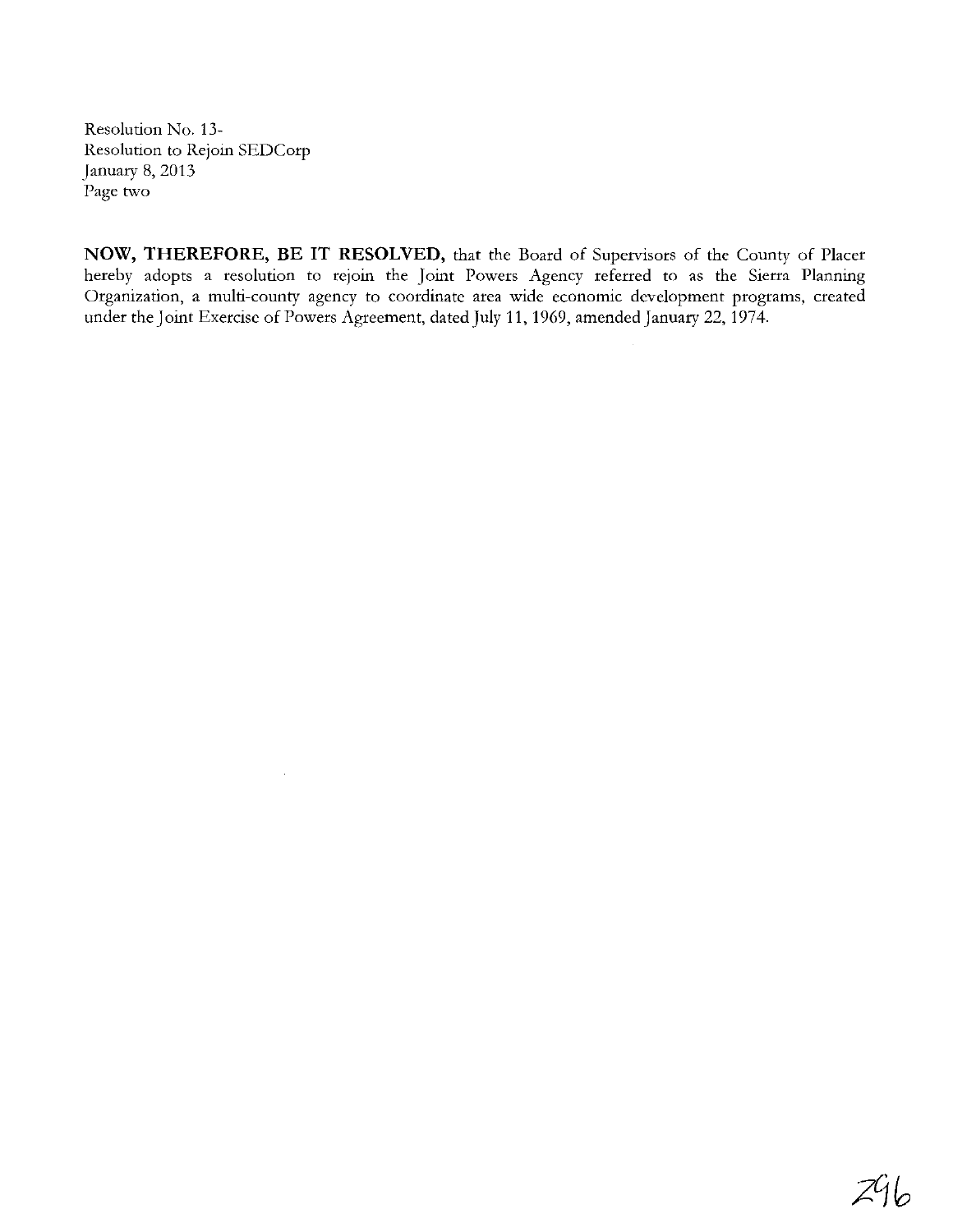**NOW, THEREFORE, BE IT RESOLVED,** that the Board of Supervisors of the County of Placer hereby adopts a resolution to rejoin the Joint Powers Agency referred to as the Sierra Planning Organization, a multi-county agency to coordinate area wide economic development programs, created under the Joint Exercise of Powers Agreement, dated July 11, 1969, amended January 22, 1974.